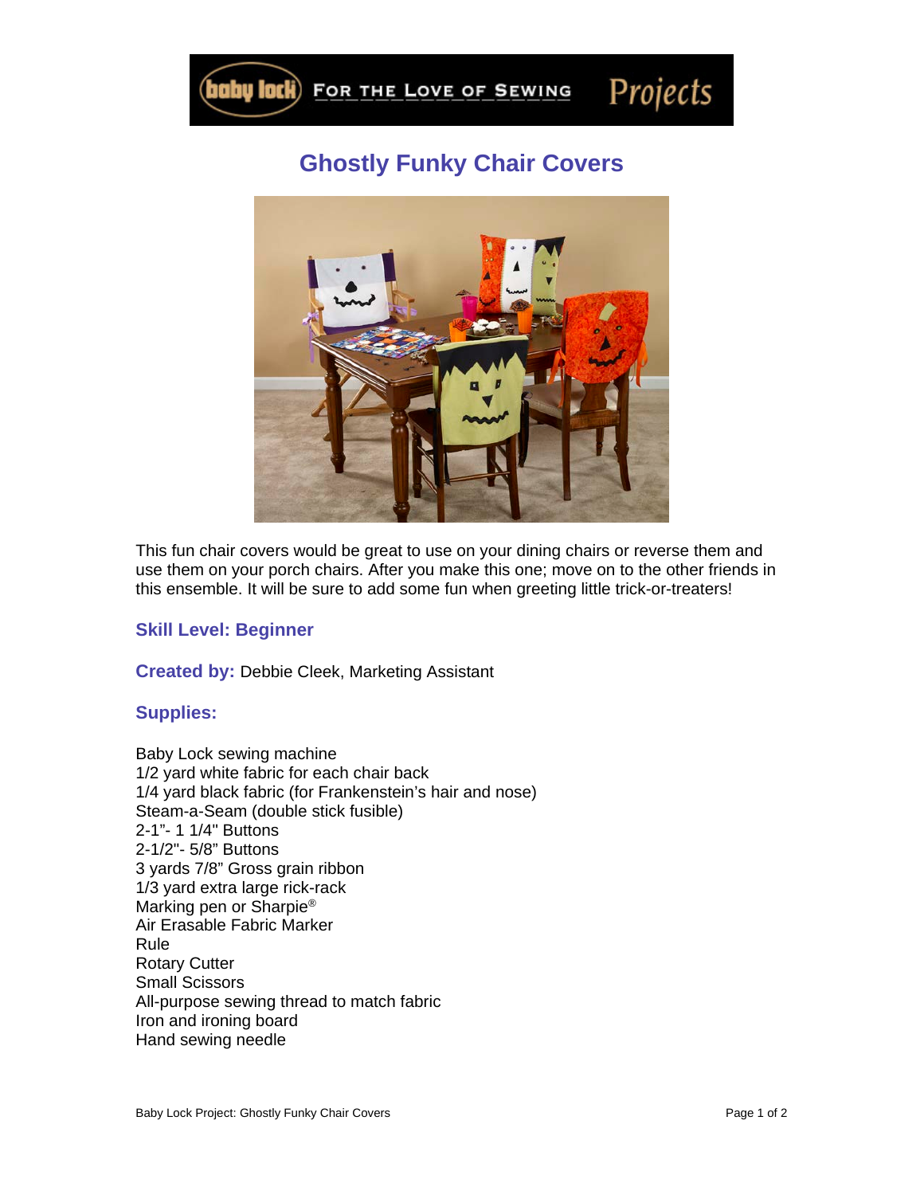# Ghostly Funky Chair Covers

This fun chair covers would be great to use on your dining chairs or reverse them and use them on your porch chairs. After you make this one; move on to the other friends in this ensemble. It will be sure to add some fun when greeting little trick-or-treaters!

## Skill Level: Beginner

**Created by:** Debbie Cleek, Marketing Assistant

## Supplies:

Baby Lock sewing machine
1/2 yard white fabric for each chair back
1/4 yard black fabric (for Frankenstein's hair and nose)
Steam-a-Seam (double stick fusible)
2-1"- 1 1/4" Buttons
2-1/2"- 5/8" Buttons
3 yards 7/8" Gross grain ribbon
1/3 yard extra large rick-rack
Marking pen or Sharpie®
Air Erasable Fabric Marker
Rule
Rotary Cutter
Small Scissors
All-purpose sewing thread to match fabric
Iron and ironing board
Hand sewing needle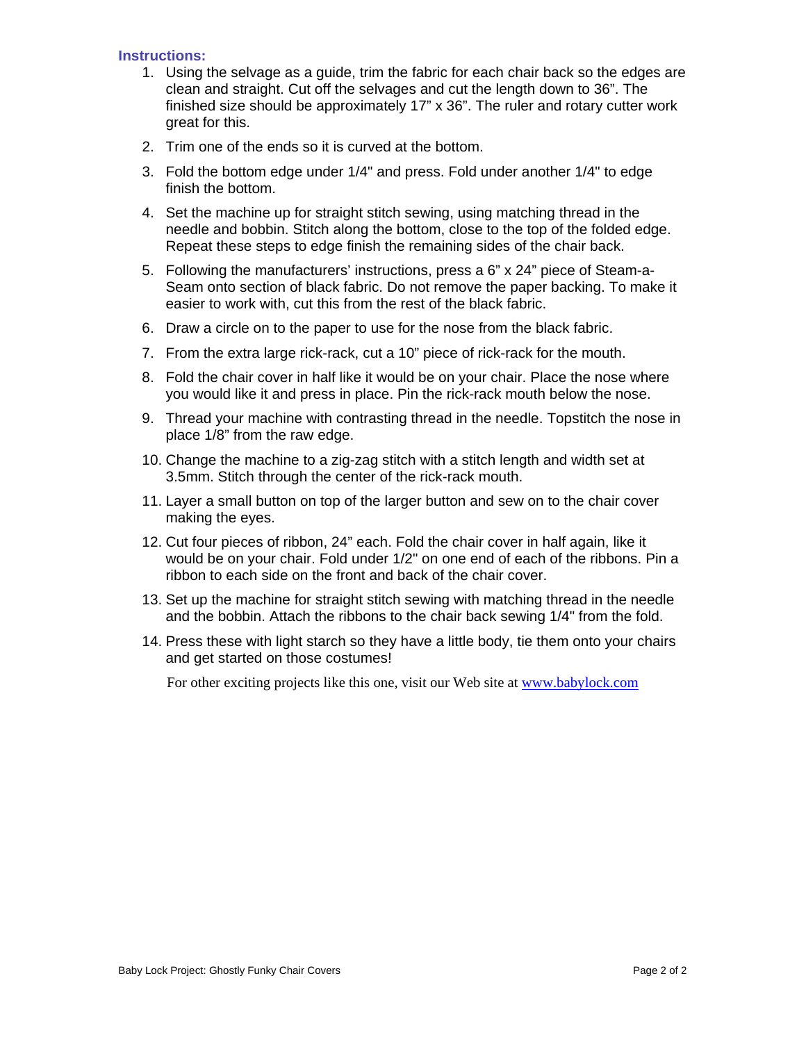**Instructions:**

1. Using the selvage as a guide, trim the fabric for each chair back so the edges are clean and straight. Cut off the selvages and cut the length down to 36". The finished size should be approximately 17" x 36". The ruler and rotary cutter work great for this.
2. Trim one of the ends so it is curved at the bottom.
3. Fold the bottom edge under 1/4" and press. Fold under another 1/4" to edge finish the bottom.
4. Set the machine up for straight stitch sewing, using matching thread in the needle and bobbin. Stitch along the bottom, close to the top of the folded edge. Repeat these steps to edge finish the remaining sides of the chair back.
5. Following the manufacturers' instructions, press a 6" x 24" piece of Steam-a-Seam onto section of black fabric. Do not remove the paper backing. To make it easier to work with, cut this from the rest of the black fabric.
6. Draw a circle on to the paper to use for the nose from the black fabric.
7. From the extra large rick-rack, cut a 10" piece of rick-rack for the mouth.
8. Fold the chair cover in half like it would be on your chair. Place the nose where you would like it and press in place. Pin the rick-rack mouth below the nose.
9. Thread your machine with contrasting thread in the needle. Topstitch the nose in place 1/8" from the raw edge.
10. Change the machine to a zig-zag stitch with a stitch length and width set at 3.5mm. Stitch through the center of the rick-rack mouth.
11. Layer a small button on top of the larger button and sew on to the chair cover making the eyes.
12. Cut four pieces of ribbon, 24" each. Fold the chair cover in half again, like it would be on your chair. Fold under 1/2" on one end of each of the ribbons. Pin a ribbon to each side on the front and back of the chair cover.
13. Set up the machine for straight stitch sewing with matching thread in the needle and the bobbin. Attach the ribbons to the chair back sewing 1/4" from the fold.
14. Press these with light starch so they have a little body, tie them onto your chairs and get started on those costumes!

For other exciting projects like this one, visit our Web site at [www.babylock.com](http://www.babylock.com)